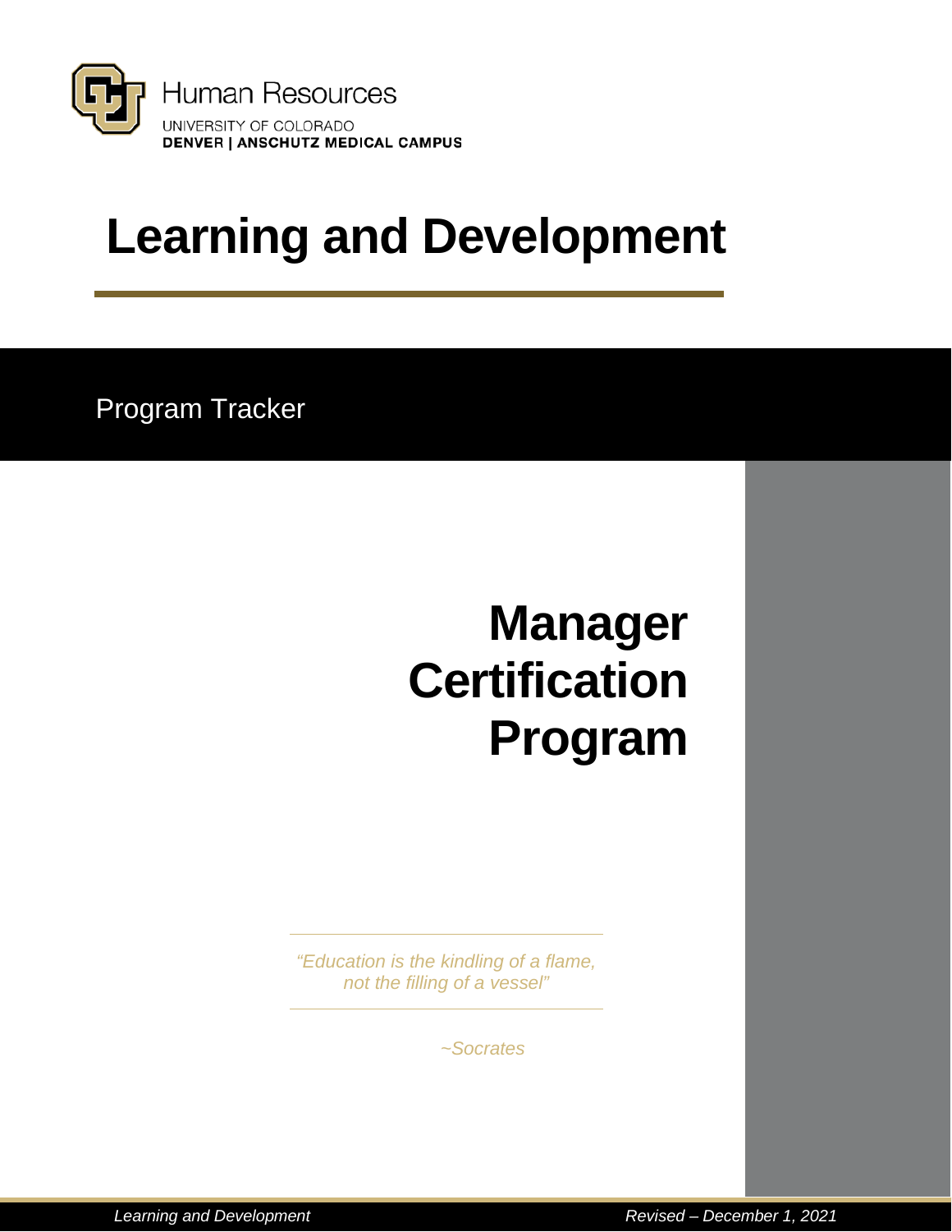Human Resources
UNIVERSITY OF COLORADO
**DENVER | ANSCHUTZ MEDICAL CAMPUS**

# Learning and Development

Program Tracker

# Manager Certification Program

*"Education is the kindling of a flame, not the filling of a vessel"*

*~Socrates*

*Learning and Development* *Revised – December 1, 2021*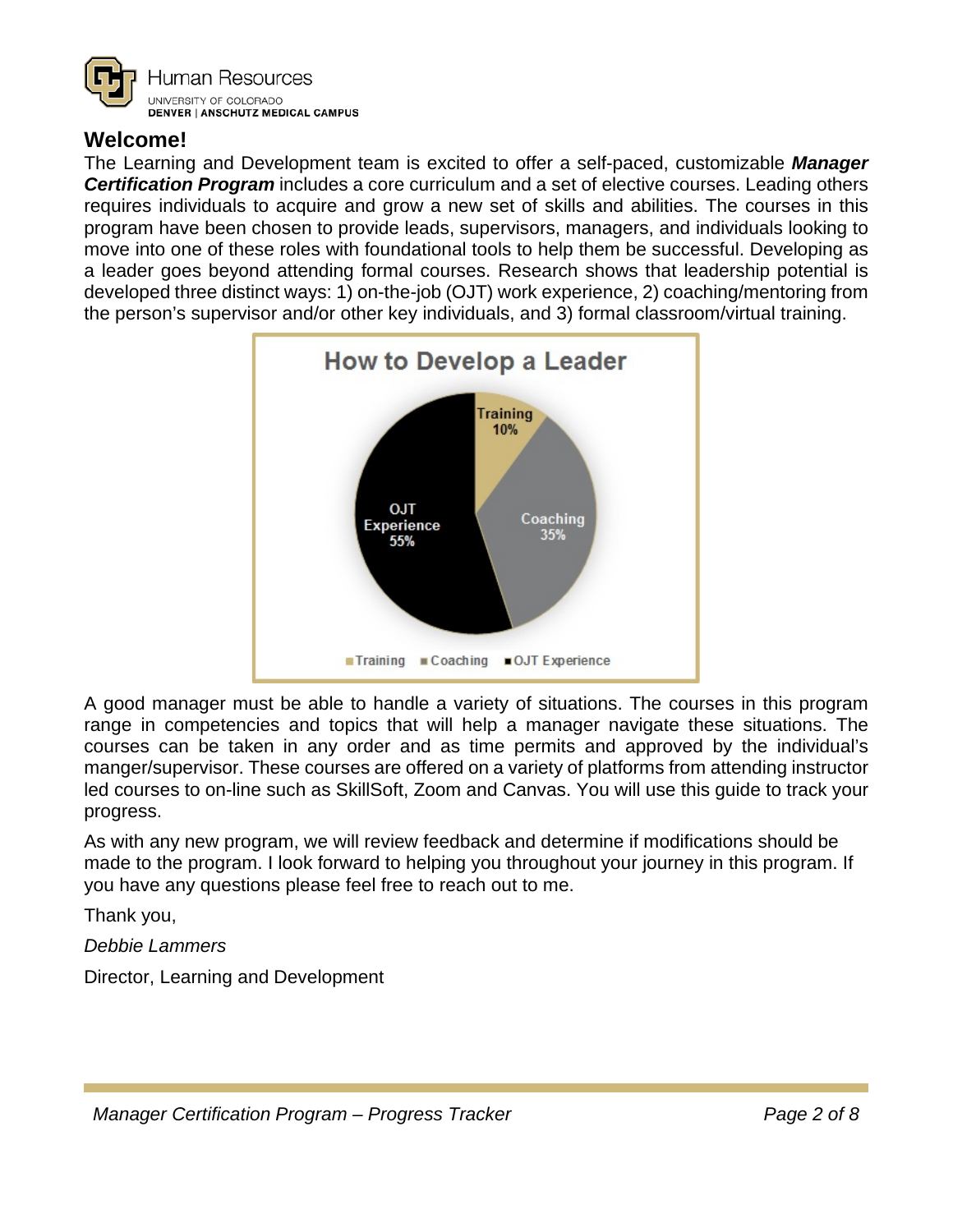## Welcome!

The Learning and Development team is excited to offer a self-paced, customizable ***Manager Certification Program*** includes a core curriculum and a set of elective courses. Leading others requires individuals to acquire and grow a new set of skills and abilities. The courses in this program have been chosen to provide leads, supervisors, managers, and individuals looking to move into one of these roles with foundational tools to help them be successful. Developing as a leader goes beyond attending formal courses. Research shows that leadership potential is developed three distinct ways: 1) on-the-job (OJT) work experience, 2) coaching/mentoring from the person's supervisor and/or other key individuals, and 3) formal classroom/virtual training.

**How to Develop a Leader**

- Training 10%
- Coaching 35%
- OJT Experience 55%

A good manager must be able to handle a variety of situations. The courses in this program range in competencies and topics that will help a manager navigate these situations. The courses can be taken in any order and as time permits and approved by the individual's manger/supervisor. These courses are offered on a variety of platforms from attending instructor led courses to on-line such as SkillSoft, Zoom and Canvas. You will use this guide to track your progress.

As with any new program, we will review feedback and determine if modifications should be made to the program. I look forward to helping you throughout your journey in this program. If you have any questions please feel free to reach out to me.

Thank you,

*Debbie Lammers*

Director, Learning and Development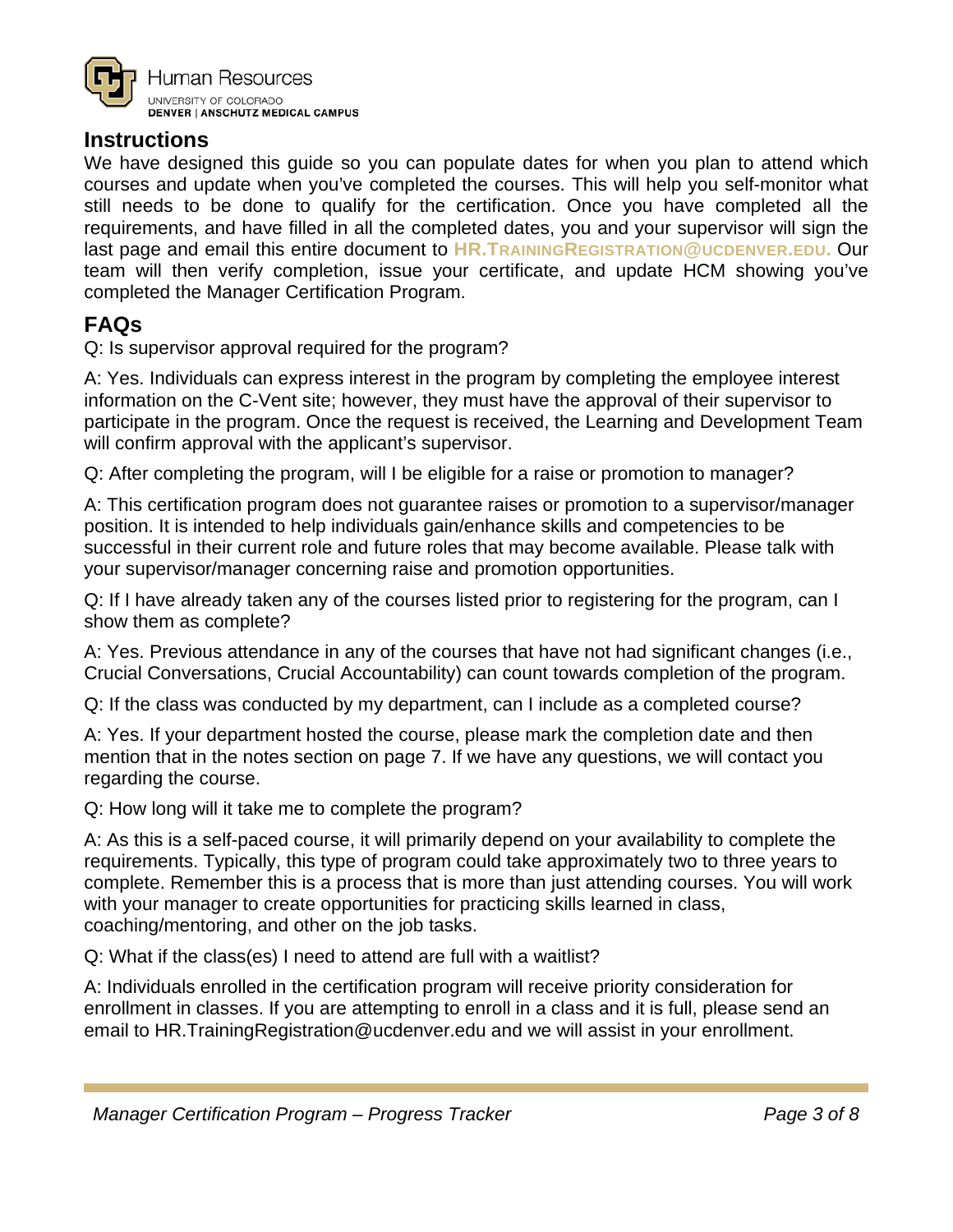## Instructions

We have designed this guide so you can populate dates for when you plan to attend which courses and update when you've completed the courses. This will help you self-monitor what still needs to be done to qualify for the certification. Once you have completed all the requirements, and have filled in all the completed dates, you and your supervisor will sign the last page and email this entire document to **HR.TRAININGREGISTRATION@UCDENVER.EDU.** Our team will then verify completion, issue your certificate, and update HCM showing you've completed the Manager Certification Program.

## FAQs

Q: Is supervisor approval required for the program?

A: Yes. Individuals can express interest in the program by completing the employee interest information on the C-Vent site; however, they must have the approval of their supervisor to participate in the program. Once the request is received, the Learning and Development Team will confirm approval with the applicant's supervisor.

Q: After completing the program, will I be eligible for a raise or promotion to manager?

A: This certification program does not guarantee raises or promotion to a supervisor/manager position. It is intended to help individuals gain/enhance skills and competencies to be successful in their current role and future roles that may become available. Please talk with your supervisor/manager concerning raise and promotion opportunities.

Q: If I have already taken any of the courses listed prior to registering for the program, can I show them as complete?

A: Yes. Previous attendance in any of the courses that have not had significant changes (i.e., Crucial Conversations, Crucial Accountability) can count towards completion of the program.

Q: If the class was conducted by my department, can I include as a completed course?

A: Yes. If your department hosted the course, please mark the completion date and then mention that in the notes section on page 7. If we have any questions, we will contact you regarding the course.

Q: How long will it take me to complete the program?

A: As this is a self-paced course, it will primarily depend on your availability to complete the requirements. Typically, this type of program could take approximately two to three years to complete. Remember this is a process that is more than just attending courses. You will work with your manager to create opportunities for practicing skills learned in class, coaching/mentoring, and other on the job tasks.

Q: What if the class(es) I need to attend are full with a waitlist?

A: Individuals enrolled in the certification program will receive priority consideration for enrollment in classes. If you are attempting to enroll in a class and it is full, please send an email to HR.TrainingRegistration@ucdenver.edu and we will assist in your enrollment.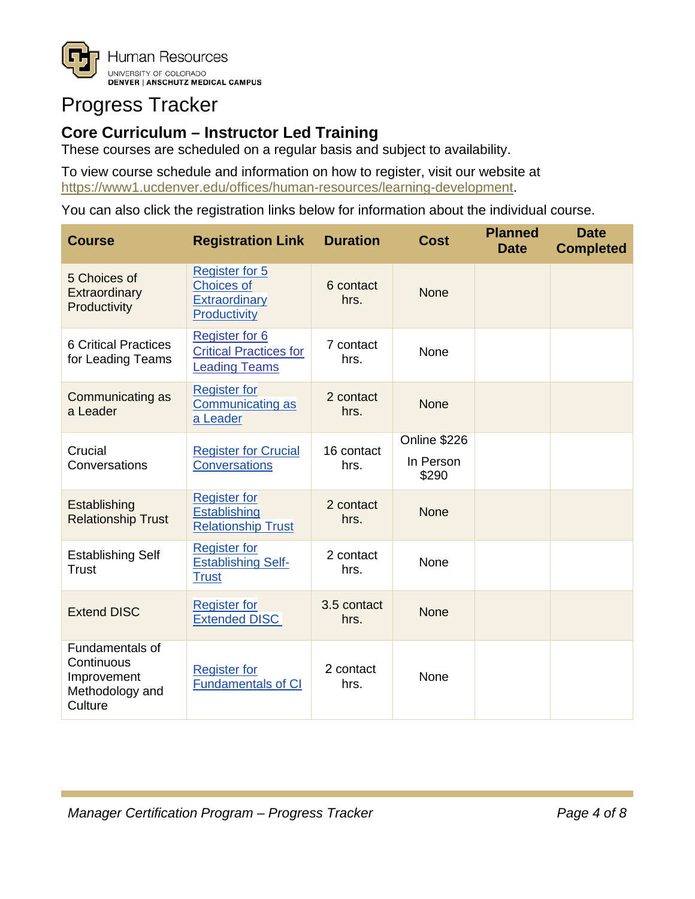# Progress Tracker

## Core Curriculum – Instructor Led Training

These courses are scheduled on a regular basis and subject to availability.

To view course schedule and information on how to register, visit our website at https://www1.ucdenver.edu/offices/human-resources/learning-development.

You can also click the registration links below for information about the individual course.

| Course | Registration Link | Duration | Cost | Planned Date | Date Completed |
|---|---|---|---|---|---|
| 5 Choices of Extraordinary Productivity | Register for 5 Choices of Extraordinary Productivity | 6 contact hrs. | None | | |
| 6 Critical Practices for Leading Teams | Register for 6 Critical Practices for Leading Teams | 7 contact hrs. | None | | |
| Communicating as a Leader | Register for Communicating as a Leader | 2 contact hrs. | None | | |
| Crucial Conversations | Register for Crucial Conversations | 16 contact hrs. | Online $226 In Person $290 | | |
| Establishing Relationship Trust | Register for Establishing Relationship Trust | 2 contact hrs. | None | | |
| Establishing Self Trust | Register for Establishing Self-Trust | 2 contact hrs. | None | | |
| Extend DISC | Register for Extended DISC | 3.5 contact hrs. | None | | |
| Fundamentals of Continuous Improvement Methodology and Culture | Register for Fundamentals of CI | 2 contact hrs. | None | | |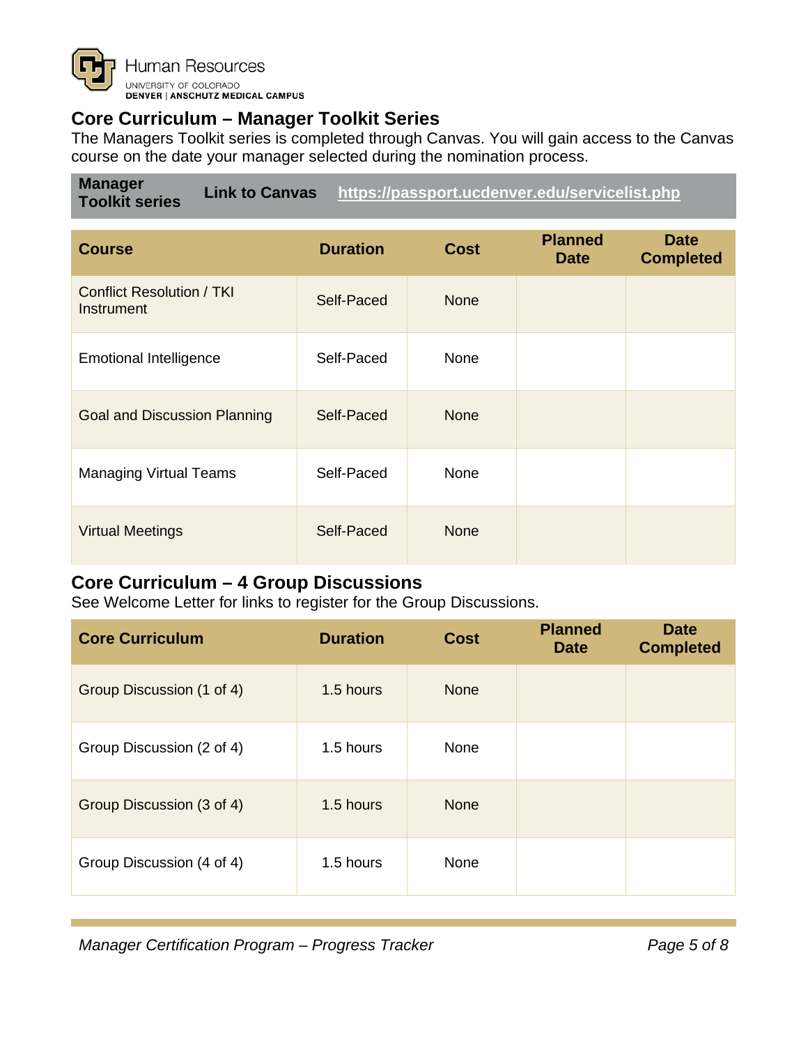Human Resources
UNIVERSITY OF COLORADO
DENVER | ANSCHUTZ MEDICAL CAMPUS

## Core Curriculum – Manager Toolkit Series

The Managers Toolkit series is completed through Canvas. You will gain access to the Canvas course on the date your manager selected during the nomination process.

| Manager Toolkit series | Link to Canvas | https://passport.ucdenver.edu/servicelist.php |
|---|---|---|

| Course | Duration | Cost | Planned Date | Date Completed |
|---|---|---|---|---|
| Conflict Resolution / TKI Instrument | Self-Paced | None | | |
| Emotional Intelligence | Self-Paced | None | | |
| Goal and Discussion Planning | Self-Paced | None | | |
| Managing Virtual Teams | Self-Paced | None | | |
| Virtual Meetings | Self-Paced | None | | |

## Core Curriculum – 4 Group Discussions

See Welcome Letter for links to register for the Group Discussions.

| Core Curriculum | Duration | Cost | Planned Date | Date Completed |
|---|---|---|---|---|
| Group Discussion (1 of 4) | 1.5 hours | None | | |
| Group Discussion (2 of 4) | 1.5 hours | None | | |
| Group Discussion (3 of 4) | 1.5 hours | None | | |
| Group Discussion (4 of 4) | 1.5 hours | None | | |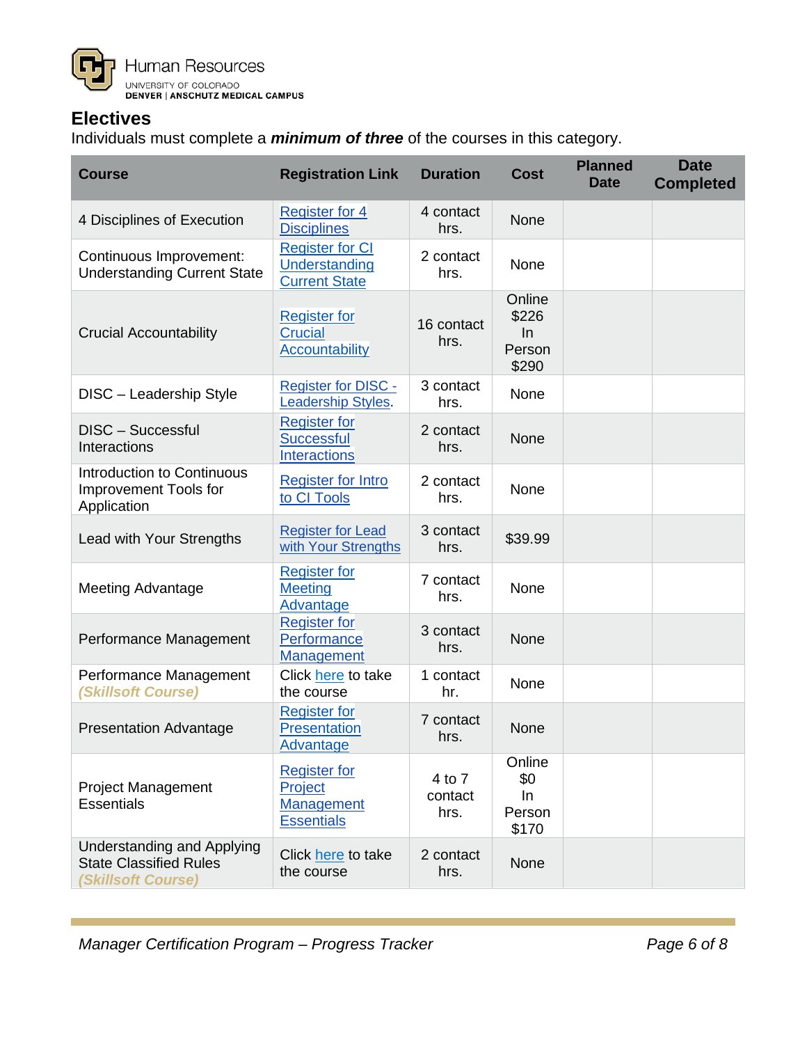## Electives

Individuals must complete a ***minimum of three*** of the courses in this category.

| Course | Registration Link | Duration | Cost | Planned Date | Date Completed |
|---|---|---|---|---|---|
| 4 Disciplines of Execution | Register for 4 Disciplines | 4 contact hrs. | None | | |
| Continuous Improvement: Understanding Current State | Register for CI Understanding Current State | 2 contact hrs. | None | | |
| Crucial Accountability | Register for Crucial Accountability | 16 contact hrs. | Online $226 In Person $290 | | |
| DISC – Leadership Style | Register for DISC - Leadership Styles. | 3 contact hrs. | None | | |
| DISC – Successful Interactions | Register for Successful Interactions | 2 contact hrs. | None | | |
| Introduction to Continuous Improvement Tools for Application | Register for Intro to CI Tools | 2 contact hrs. | None | | |
| Lead with Your Strengths | Register for Lead with Your Strengths | 3 contact hrs. | $39.99 | | |
| Meeting Advantage | Register for Meeting Advantage | 7 contact hrs. | None | | |
| Performance Management | Register for Performance Management | 3 contact hrs. | None | | |
| Performance Management ***(Skillsoft Course)*** | Click here to take the course | 1 contact hr. | None | | |
| Presentation Advantage | Register for Presentation Advantage | 7 contact hrs. | None | | |
| Project Management Essentials | Register for Project Management Essentials | 4 to 7 contact hrs. | Online $0 In Person $170 | | |
| Understanding and Applying State Classified Rules ***(Skillsoft Course)*** | Click here to take the course | 2 contact hrs. | None | | |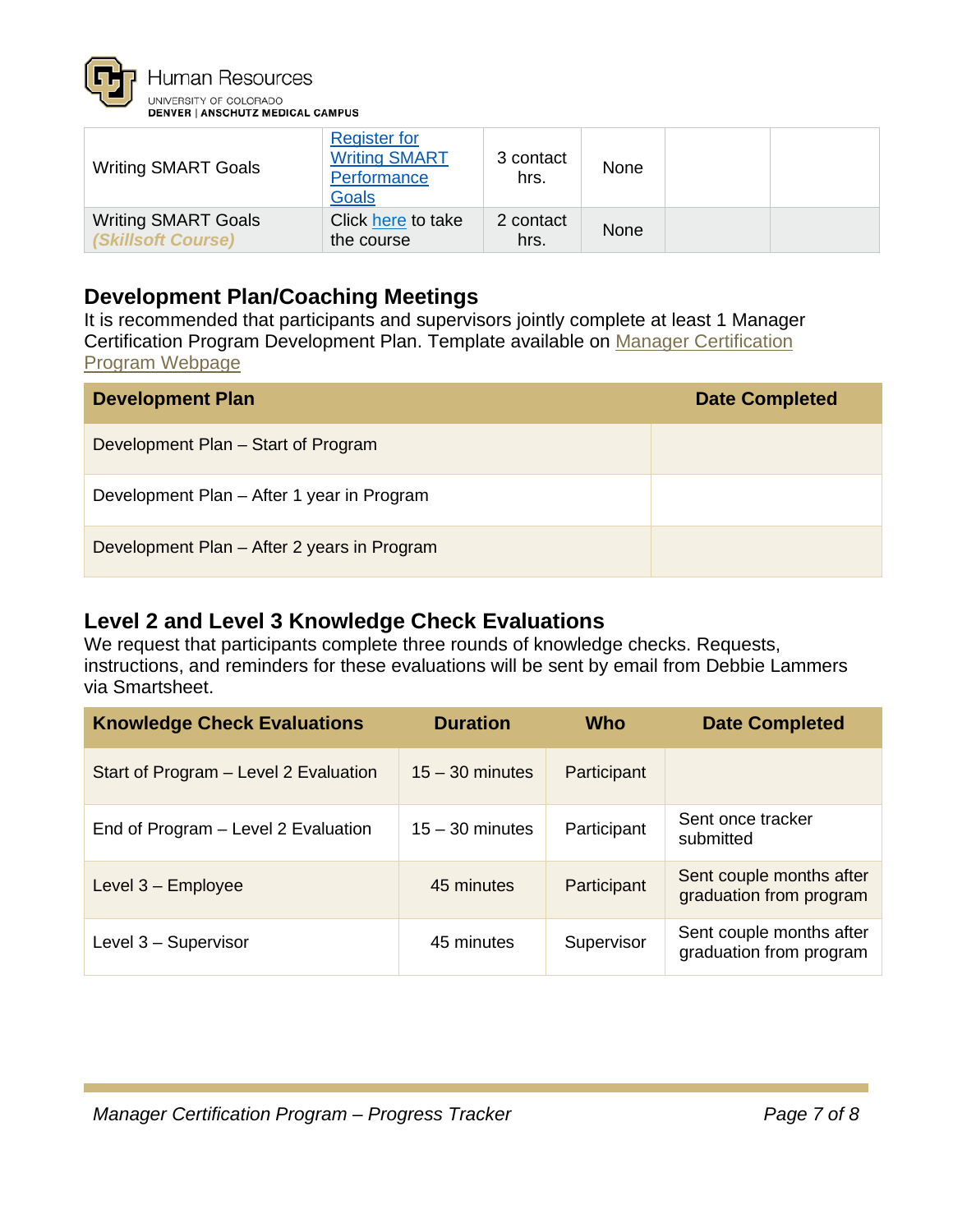| | | | | | |
|---|---|---|---|---|---|
| Writing SMART Goals | Register for Writing SMART Performance Goals | 3 contact hrs. | None | | |
| Writing SMART Goals ***(Skillsoft Course)*** | Click here to take the course | 2 contact hrs. | None | | |

## Development Plan/Coaching Meetings

It is recommended that participants and supervisors jointly complete at least 1 Manager Certification Program Development Plan. Template available on Manager Certification Program Webpage

| Development Plan | Date Completed |
|---|---|
| Development Plan – Start of Program | |
| Development Plan – After 1 year in Program | |
| Development Plan – After 2 years in Program | |

## Level 2 and Level 3 Knowledge Check Evaluations

We request that participants complete three rounds of knowledge checks. Requests, instructions, and reminders for these evaluations will be sent by email from Debbie Lammers via Smartsheet.

| Knowledge Check Evaluations | Duration | Who | Date Completed |
|---|---|---|---|
| Start of Program – Level 2 Evaluation | 15 – 30 minutes | Participant | |
| End of Program – Level 2 Evaluation | 15 – 30 minutes | Participant | Sent once tracker submitted |
| Level 3 – Employee | 45 minutes | Participant | Sent couple months after graduation from program |
| Level 3 – Supervisor | 45 minutes | Supervisor | Sent couple months after graduation from program |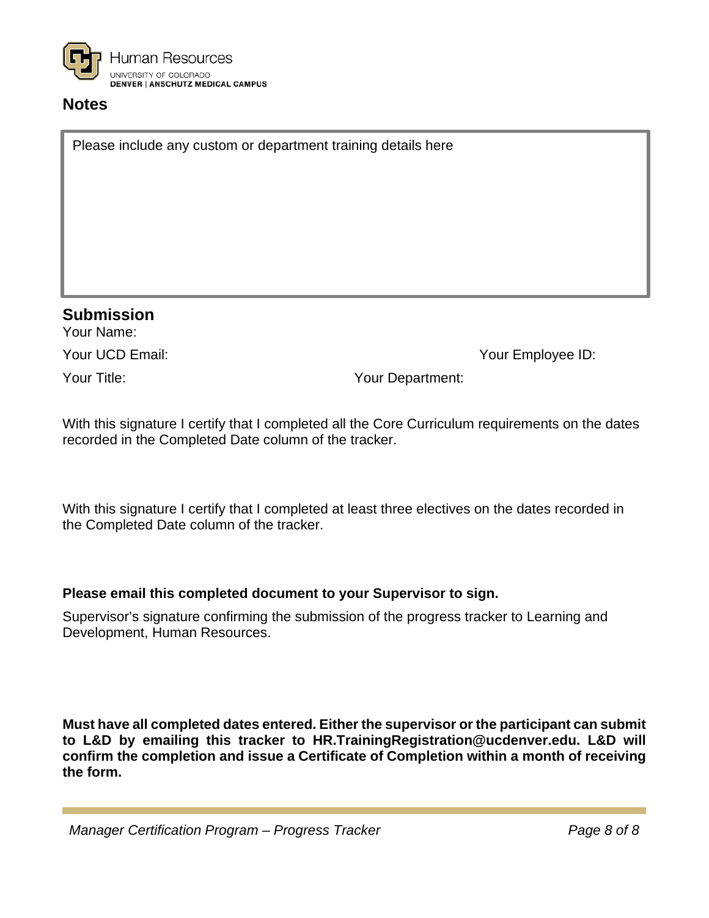## Notes

Please include any custom or department training details here

## Submission

Your Name:

Your UCD Email: Your Employee ID:

Your Title: Your Department:

With this signature I certify that I completed all the Core Curriculum requirements on the dates recorded in the Completed Date column of the tracker.

With this signature I certify that I completed at least three electives on the dates recorded in the Completed Date column of the tracker.

**Please email this completed document to your Supervisor to sign.**

Supervisor's signature confirming the submission of the progress tracker to Learning and Development, Human Resources.

**Must have all completed dates entered. Either the supervisor or the participant can submit to L&D by emailing this tracker to HR.TrainingRegistration@ucdenver.edu. L&D will confirm the completion and issue a Certificate of Completion within a month of receiving the form.**